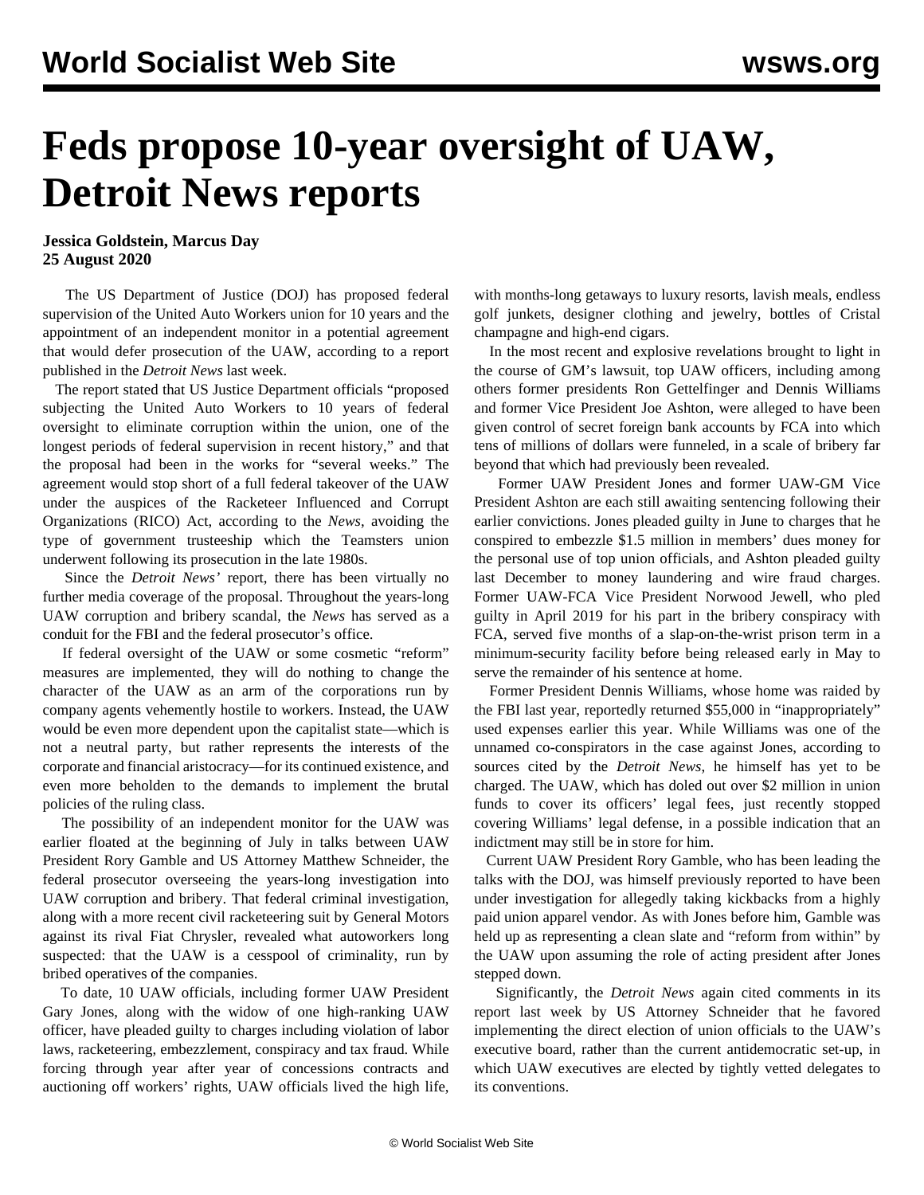# Feds propose 10-year oversight of UAW, Detroit News reports

**Jessica Goldstein, Marcus Day**
**25 August 2020**

The US Department of Justice (DOJ) has proposed federal supervision of the United Auto Workers union for 10 years and the appointment of an independent monitor in a potential agreement that would defer prosecution of the UAW, according to a report published in the *Detroit News* last week.

The report stated that US Justice Department officials "proposed subjecting the United Auto Workers to 10 years of federal oversight to eliminate corruption within the union, one of the longest periods of federal supervision in recent history," and that the proposal had been in the works for "several weeks." The agreement would stop short of a full federal takeover of the UAW under the auspices of the Racketeer Influenced and Corrupt Organizations (RICO) Act, according to the *News*, avoiding the type of government trusteeship which the Teamsters union underwent following its prosecution in the late 1980s.

Since the *Detroit News'* report, there has been virtually no further media coverage of the proposal. Throughout the years-long UAW corruption and bribery scandal, the *News* has served as a conduit for the FBI and the federal prosecutor's office.

If federal oversight of the UAW or some cosmetic "reform" measures are implemented, they will do nothing to change the character of the UAW as an arm of the corporations run by company agents vehemently hostile to workers. Instead, the UAW would be even more dependent upon the capitalist state—which is not a neutral party, but rather represents the interests of the corporate and financial aristocracy—for its continued existence, and even more beholden to the demands to implement the brutal policies of the ruling class.

The possibility of an independent monitor for the UAW was earlier floated at the beginning of July in talks between UAW President Rory Gamble and US Attorney Matthew Schneider, the federal prosecutor overseeing the years-long investigation into UAW corruption and bribery. That federal criminal investigation, along with a more recent civil racketeering suit by General Motors against its rival Fiat Chrysler, revealed what autoworkers long suspected: that the UAW is a cesspool of criminality, run by bribed operatives of the companies.

To date, 10 UAW officials, including former UAW President Gary Jones, along with the widow of one high-ranking UAW officer, have pleaded guilty to charges including violation of labor laws, racketeering, embezzlement, conspiracy and tax fraud. While forcing through year after year of concessions contracts and auctioning off workers' rights, UAW officials lived the high life, with months-long getaways to luxury resorts, lavish meals, endless golf junkets, designer clothing and jewelry, bottles of Cristal champagne and high-end cigars.

In the most recent and explosive revelations brought to light in the course of GM's lawsuit, top UAW officers, including among others former presidents Ron Gettelfinger and Dennis Williams and former Vice President Joe Ashton, were alleged to have been given control of secret foreign bank accounts by FCA into which tens of millions of dollars were funneled, in a scale of bribery far beyond that which had previously been revealed.

Former UAW President Jones and former UAW-GM Vice President Ashton are each still awaiting sentencing following their earlier convictions. Jones pleaded guilty in June to charges that he conspired to embezzle $1.5 million in members' dues money for the personal use of top union officials, and Ashton pleaded guilty last December to money laundering and wire fraud charges. Former UAW-FCA Vice President Norwood Jewell, who pled guilty in April 2019 for his part in the bribery conspiracy with FCA, served five months of a slap-on-the-wrist prison term in a minimum-security facility before being released early in May to serve the remainder of his sentence at home.

Former President Dennis Williams, whose home was raided by the FBI last year, reportedly returned $55,000 in "inappropriately" used expenses earlier this year. While Williams was one of the unnamed co-conspirators in the case against Jones, according to sources cited by the *Detroit News*, he himself has yet to be charged. The UAW, which has doled out over $2 million in union funds to cover its officers' legal fees, just recently stopped covering Williams' legal defense, in a possible indication that an indictment may still be in store for him.

Current UAW President Rory Gamble, who has been leading the talks with the DOJ, was himself previously reported to have been under investigation for allegedly taking kickbacks from a highly paid union apparel vendor. As with Jones before him, Gamble was held up as representing a clean slate and "reform from within" by the UAW upon assuming the role of acting president after Jones stepped down.

Significantly, the *Detroit News* again cited comments in its report last week by US Attorney Schneider that he favored implementing the direct election of union officials to the UAW's executive board, rather than the current antidemocratic set-up, in which UAW executives are elected by tightly vetted delegates to its conventions.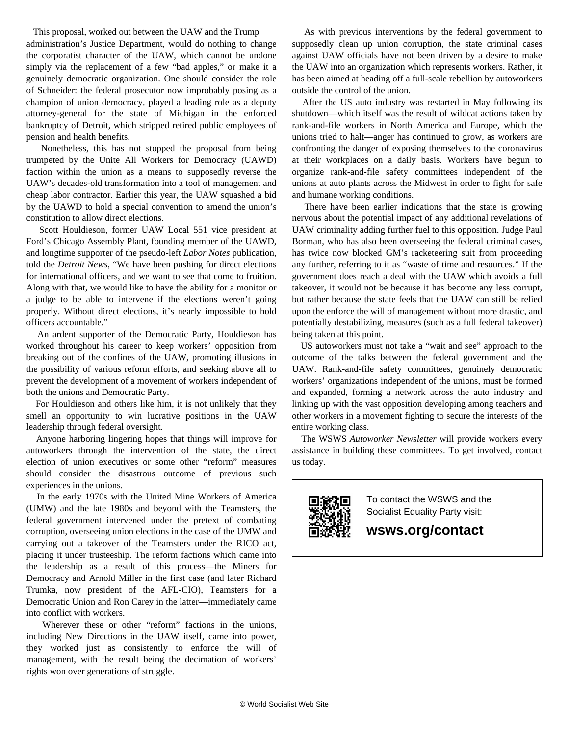This proposal, worked out between the UAW and the Trump administration's Justice Department, would do nothing to change the corporatist character of the UAW, which cannot be undone simply via the replacement of a few "bad apples," or make it a genuinely democratic organization. One should consider the role of Schneider: the federal prosecutor now improbably posing as a champion of union democracy, played a leading role as a deputy attorney-general for the state of Michigan in the enforced bankruptcy of Detroit, which stripped retired public employees of pension and health benefits.

Nonetheless, this has not stopped the proposal from being trumpeted by the Unite All Workers for Democracy (UAWD) faction within the union as a means to supposedly reverse the UAW's decades-old transformation into a tool of management and cheap labor contractor. Earlier this year, the UAW squashed a bid by the UAWD to hold a special convention to amend the union's constitution to allow direct elections.

Scott Houldieson, former UAW Local 551 vice president at Ford's Chicago Assembly Plant, founding member of the UAWD, and longtime supporter of the pseudo-left *Labor Notes* publication, told the *Detroit News*, "We have been pushing for direct elections for international officers, and we want to see that come to fruition. Along with that, we would like to have the ability for a monitor or a judge to be able to intervene if the elections weren't going properly. Without direct elections, it's nearly impossible to hold officers accountable."

An ardent supporter of the Democratic Party, Houldieson has worked throughout his career to keep workers' opposition from breaking out of the confines of the UAW, promoting illusions in the possibility of various reform efforts, and seeking above all to prevent the development of a movement of workers independent of both the unions and Democratic Party.

For Houldieson and others like him, it is not unlikely that they smell an opportunity to win lucrative positions in the UAW leadership through federal oversight.

Anyone harboring lingering hopes that things will improve for autoworkers through the intervention of the state, the direct election of union executives or some other "reform" measures should consider the disastrous outcome of previous such experiences in the unions.

In the early 1970s with the United Mine Workers of America (UMW) and the late 1980s and beyond with the Teamsters, the federal government intervened under the pretext of combating corruption, overseeing union elections in the case of the UMW and carrying out a takeover of the Teamsters under the RICO act, placing it under trusteeship. The reform factions which came into the leadership as a result of this process—the Miners for Democracy and Arnold Miller in the first case (and later Richard Trumka, now president of the AFL-CIO), Teamsters for a Democratic Union and Ron Carey in the latter—immediately came into conflict with workers.

Wherever these or other "reform" factions in the unions, including New Directions in the UAW itself, came into power, they worked just as consistently to enforce the will of management, with the result being the decimation of workers' rights won over generations of struggle.

As with previous interventions by the federal government to supposedly clean up union corruption, the state criminal cases against UAW officials have not been driven by a desire to make the UAW into an organization which represents workers. Rather, it has been aimed at heading off a full-scale rebellion by autoworkers outside the control of the union.

After the US auto industry was restarted in May following its shutdown—which itself was the result of wildcat actions taken by rank-and-file workers in North America and Europe, which the unions tried to halt—anger has continued to grow, as workers are confronting the danger of exposing themselves to the coronavirus at their workplaces on a daily basis. Workers have begun to organize rank-and-file safety committees independent of the unions at auto plants across the Midwest in order to fight for safe and humane working conditions.

There have been earlier indications that the state is growing nervous about the potential impact of any additional revelations of UAW criminality adding further fuel to this opposition. Judge Paul Borman, who has also been overseeing the federal criminal cases, has twice now blocked GM's racketeering suit from proceeding any further, referring to it as "waste of time and resources." If the government does reach a deal with the UAW which avoids a full takeover, it would not be because it has become any less corrupt, but rather because the state feels that the UAW can still be relied upon the enforce the will of management without more drastic, and potentially destabilizing, measures (such as a full federal takeover) being taken at this point.

US autoworkers must not take a "wait and see" approach to the outcome of the talks between the federal government and the UAW. Rank-and-file safety committees, genuinely democratic workers' organizations independent of the unions, must be formed and expanded, forming a network across the auto industry and linking up with the vast opposition developing among teachers and other workers in a movement fighting to secure the interests of the entire working class.

The WSWS *Autoworker Newsletter* will provide workers every assistance in building these committees. To get involved, contact us today.

To contact the WSWS and the Socialist Equality Party visit:

**wsws.org/contact**